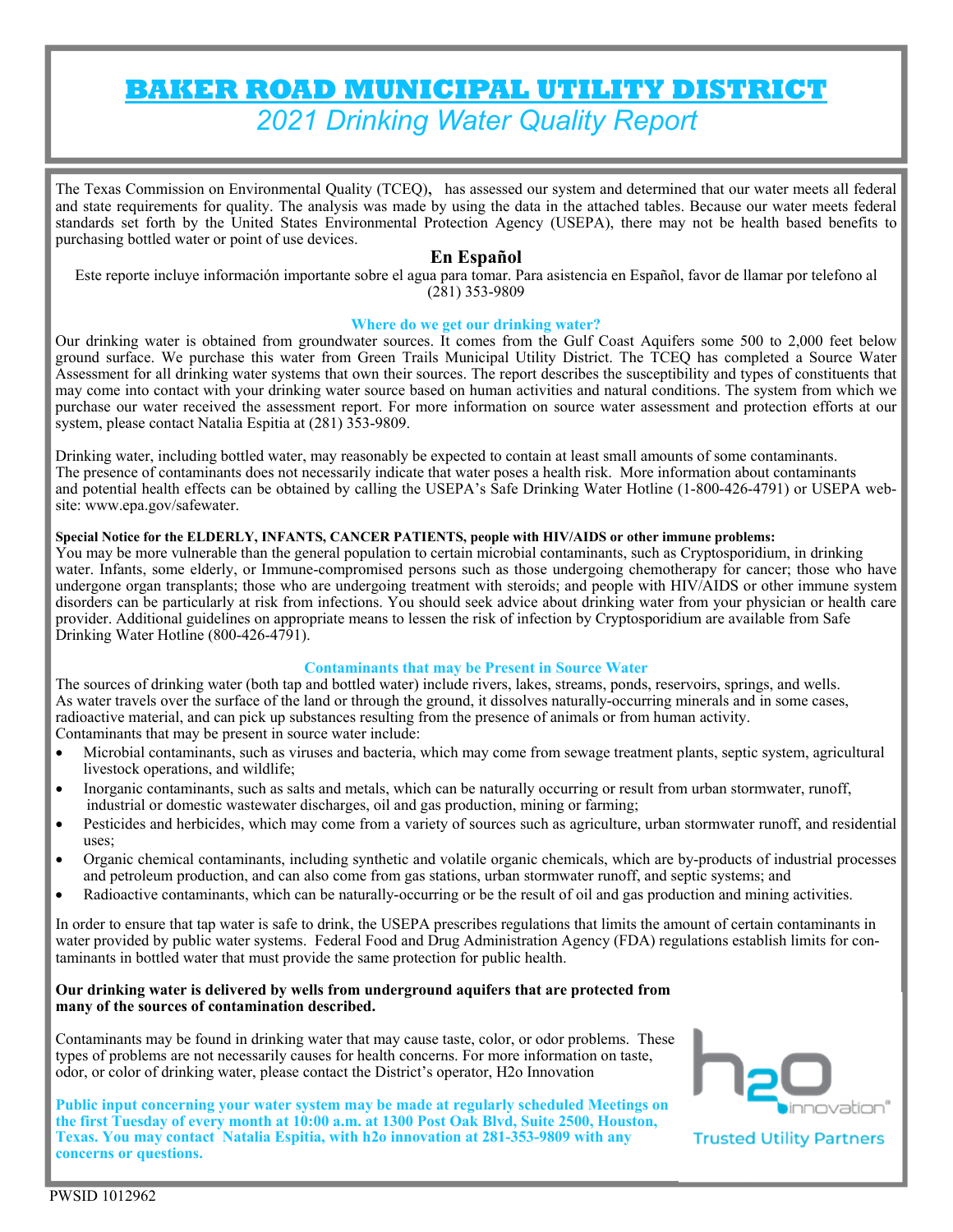# BAKER ROAD MUNICIPAL UTILITY DISTRICT

## *2021 Drinking Water Quality Report*

The Texas Commission on Environmental Quality (TCEQ), has assessed our system and determined that our water meets all federal and state requirements for quality. The analysis was made by using the data in the attached tables. Because our water meets federal standards set forth by the United States Environmental Protection Agency (USEPA), there may not be health based benefits to purchasing bottled water or point of use devices.

### En Español

Este reporte incluye información importante sobre el agua para tomar. Para asistencia en Español, favor de llamar por telefono al (281) 353-9809

### Where do we get our drinking water?

Our drinking water is obtained from groundwater sources. It comes from the Gulf Coast Aquifers some 500 to 2,000 feet below ground surface. We purchase this water from Green Trails Municipal Utility District. The TCEQ has completed a Source Water Assessment for all drinking water systems that own their sources. The report describes the susceptibility and types of constituents that may come into contact with your drinking water source based on human activities and natural conditions. The system from which we purchase our water received the assessment report. For more information on source water assessment and protection efforts at our system, please contact Natalia Espitia at (281) 353-9809.

Drinking water, including bottled water, may reasonably be expected to contain at least small amounts of some contaminants. The presence of contaminants does not necessarily indicate that water poses a health risk. More information about contaminants and potential health effects can be obtained by calling the USEPA's Safe Drinking Water Hotline (1-800-426-4791) or USEPA website: www.epa.gov/safewater.

**Special Notice for the ELDERLY, INFANTS, CANCER PATIENTS, people with HIV/AIDS or other immune problems:**
You may be more vulnerable than the general population to certain microbial contaminants, such as Cryptosporidium, in drinking water. Infants, some elderly, or Immune-compromised persons such as those undergoing chemotherapy for cancer; those who have undergone organ transplants; those who are undergoing treatment with steroids; and people with HIV/AIDS or other immune system disorders can be particularly at risk from infections. You should seek advice about drinking water from your physician or health care provider. Additional guidelines on appropriate means to lessen the risk of infection by Cryptosporidium are available from Safe Drinking Water Hotline (800-426-4791).

### Contaminants that may be Present in Source Water

The sources of drinking water (both tap and bottled water) include rivers, lakes, streams, ponds, reservoirs, springs, and wells. As water travels over the surface of the land or through the ground, it dissolves naturally-occurring minerals and in some cases, radioactive material, and can pick up substances resulting from the presence of animals or from human activity.
Contaminants that may be present in source water include:

- Microbial contaminants, such as viruses and bacteria, which may come from sewage treatment plants, septic system, agricultural livestock operations, and wildlife;
- Inorganic contaminants, such as salts and metals, which can be naturally occurring or result from urban stormwater, runoff, industrial or domestic wastewater discharges, oil and gas production, mining or farming;
- Pesticides and herbicides, which may come from a variety of sources such as agriculture, urban stormwater runoff, and residential uses;
- Organic chemical contaminants, including synthetic and volatile organic chemicals, which are by-products of industrial processes and petroleum production, and can also come from gas stations, urban stormwater runoff, and septic systems; and
- Radioactive contaminants, which can be naturally-occurring or be the result of oil and gas production and mining activities.

In order to ensure that tap water is safe to drink, the USEPA prescribes regulations that limits the amount of certain contaminants in water provided by public water systems. Federal Food and Drug Administration Agency (FDA) regulations establish limits for contaminants in bottled water that must provide the same protection for public health.

**Our drinking water is delivered by wells from underground aquifers that are protected from many of the sources of contamination described.**

Contaminants may be found in drinking water that may cause taste, color, or odor problems. These types of problems are not necessarily causes for health concerns. For more information on taste, odor, or color of drinking water, please contact the District's operator, H2o Innovation

**Public input concerning your water system may be made at regularly scheduled Meetings on the first Tuesday of every month at 10:00 a.m. at 1300 Post Oak Blvd, Suite 2500, Houston, Texas. You may contact Natalia Espitia, with h2o innovation at 281-353-9809 with any concerns or questions.**

h2o innovation® Trusted Utility Partners

PWSID 1012962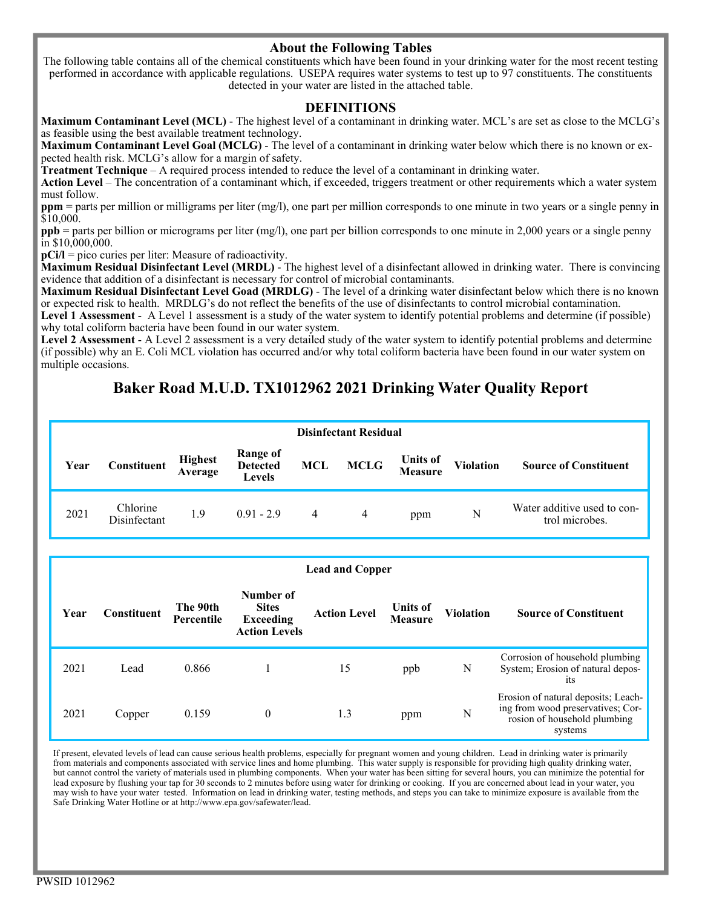## About the Following Tables

The following table contains all of the chemical constituents which have been found in your drinking water for the most recent testing performed in accordance with applicable regulations. USEPA requires water systems to test up to 97 constituents. The constituents detected in your water are listed in the attached table.

## DEFINITIONS

**Maximum Contaminant Level (MCL)** - The highest level of a contaminant in drinking water. MCL's are set as close to the MCLG's as feasible using the best available treatment technology.

**Maximum Contaminant Level Goal (MCLG)** - The level of a contaminant in drinking water below which there is no known or expected health risk. MCLG's allow for a margin of safety.

**Treatment Technique** – A required process intended to reduce the level of a contaminant in drinking water.

**Action Level** – The concentration of a contaminant which, if exceeded, triggers treatment or other requirements which a water system must follow.

**ppm** = parts per million or milligrams per liter (mg/l), one part per million corresponds to one minute in two years or a single penny in $10,000.

**ppb** = parts per billion or micrograms per liter (mg/l), one part per billion corresponds to one minute in 2,000 years or a single penny in $10,000,000.

**pCi/l** = pico curies per liter: Measure of radioactivity.

**Maximum Residual Disinfectant Level (MRDL)** - The highest level of a disinfectant allowed in drinking water. There is convincing evidence that addition of a disinfectant is necessary for control of microbial contaminants.

**Maximum Residual Disinfectant Level Goad (MRDLG)** - The level of a drinking water disinfectant below which there is no known or expected risk to health. MRDLG's do not reflect the benefits of the use of disinfectants to control microbial contamination.

**Level 1 Assessment** - A Level 1 assessment is a study of the water system to identify potential problems and determine (if possible) why total coliform bacteria have been found in our water system.

**Level 2 Assessment** - A Level 2 assessment is a very detailed study of the water system to identify potential problems and determine (if possible) why an E. Coli MCL violation has occurred and/or why total coliform bacteria have been found in our water system on multiple occasions.

# Baker Road M.U.D. TX1012962 2021 Drinking Water Quality Report

**Disinfectant Residual**

| Year | Constituent | Highest Average | Range of Detected Levels | MCL | MCLG | Units of Measure | Violation | Source of Constituent |
|---|---|---|---|---|---|---|---|---|
| 2021 | Chlorine Disinfectant | 1.9 | 0.91 - 2.9 | 4 | 4 | ppm | N | Water additive used to control microbes. |

**Lead and Copper**

| Year | Constituent | The 90th Percentile | Number of Sites Exceeding Action Levels | Action Level | Units of Measure | Violation | Source of Constituent |
|---|---|---|---|---|---|---|---|
| 2021 | Lead | 0.866 | 1 | 15 | ppb | N | Corrosion of household plumbing System; Erosion of natural deposits |
| 2021 | Copper | 0.159 | 0 | 1.3 | ppm | N | Erosion of natural deposits; Leaching from wood preservatives; Corrosion of household plumbing systems |

If present, elevated levels of lead can cause serious health problems, especially for pregnant women and young children. Lead in drinking water is primarily from materials and components associated with service lines and home plumbing. This water supply is responsible for providing high quality drinking water, but cannot control the variety of materials used in plumbing components. When your water has been sitting for several hours, you can minimize the potential for lead exposure by flushing your tap for 30 seconds to 2 minutes before using water for drinking or cooking. If you are concerned about lead in your water, you may wish to have your water tested. Information on lead in drinking water, testing methods, and steps you can take to minimize exposure is available from the Safe Drinking Water Hotline or at http://www.epa.gov/safewater/lead.

PWSID 1012962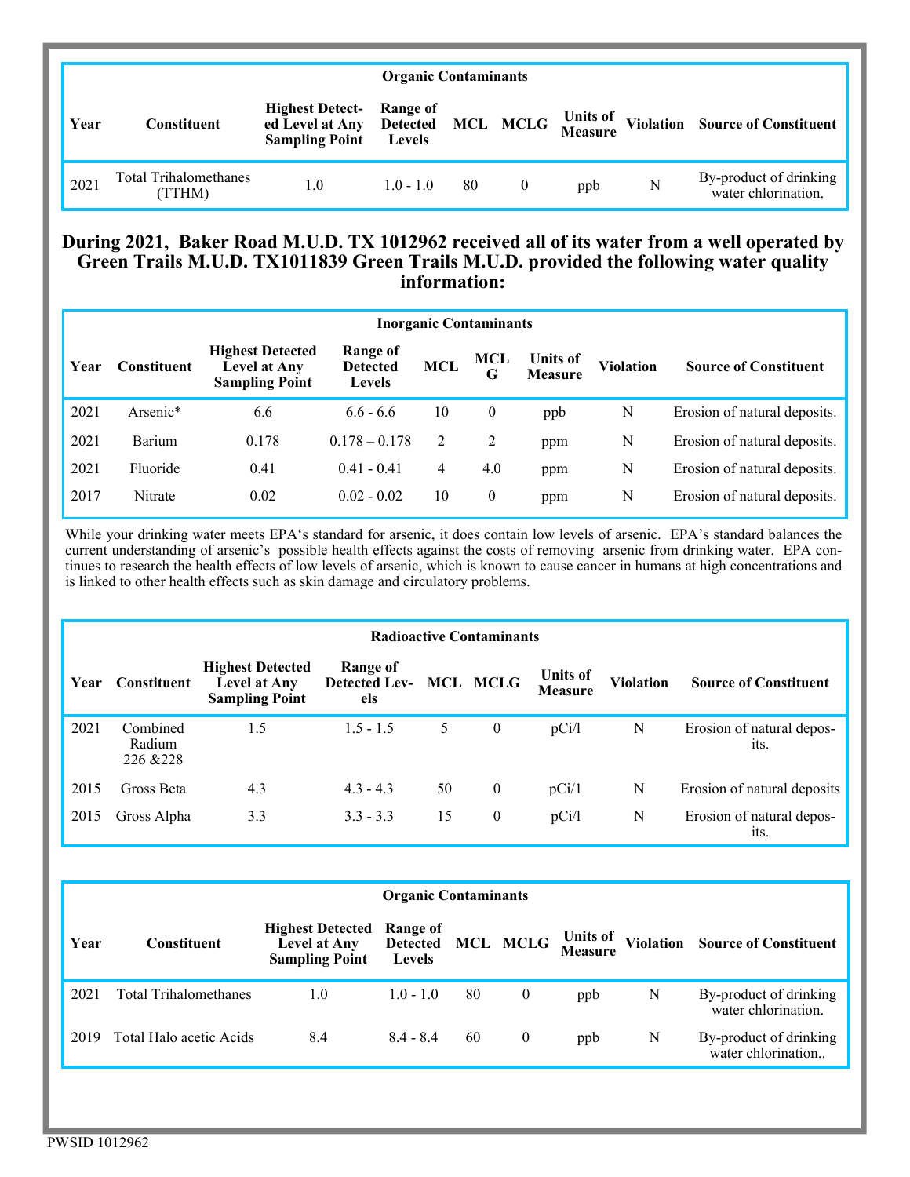| Organic Contaminants | | | | | | | | |
|---|---|---|---|---|---|---|---|---|
| Year | Constituent | Highest Detected Level at Any Sampling Point | Range of Detected Levels | MCL | MCLG | Units of Measure | Violation | Source of Constituent |
| 2021 | Total Trihalomethanes (TTHM) | 1.0 | 1.0 - 1.0 | 80 | 0 | ppb | N | By-product of drinking water chlorination. |

## During 2021, Baker Road M.U.D. TX 1012962 received all of its water from a well operated by Green Trails M.U.D. TX1011839 Green Trails M.U.D. provided the following water quality information:

| Inorganic Contaminants | | | | | | | | |
|---|---|---|---|---|---|---|---|---|
| Year | Constituent | Highest Detected Level at Any Sampling Point | Range of Detected Levels | MCL | MCL G | Units of Measure | Violation | Source of Constituent |
| 2021 | Arsenic* | 6.6 | 6.6 - 6.6 | 10 | 0 | ppb | N | Erosion of natural deposits. |
| 2021 | Barium | 0.178 | 0.178 – 0.178 | 2 | 2 | ppm | N | Erosion of natural deposits. |
| 2021 | Fluoride | 0.41 | 0.41 - 0.41 | 4 | 4.0 | ppm | N | Erosion of natural deposits. |
| 2017 | Nitrate | 0.02 | 0.02 - 0.02 | 10 | 0 | ppm | N | Erosion of natural deposits. |

While your drinking water meets EPA's standard for arsenic, it does contain low levels of arsenic. EPA's standard balances the current understanding of arsenic's possible health effects against the costs of removing arsenic from drinking water. EPA continues to research the health effects of low levels of arsenic, which is known to cause cancer in humans at high concentrations and is linked to other health effects such as skin damage and circulatory problems.

| Radioactive Contaminants | | | | | | | | |
|---|---|---|---|---|---|---|---|---|
| Year | Constituent | Highest Detected Level at Any Sampling Point | Range of Detected Levels | MCL | MCLG | Units of Measure | Violation | Source of Constituent |
| 2021 | Combined Radium 226 &228 | 1.5 | 1.5 - 1.5 | 5 | 0 | pCi/l | N | Erosion of natural deposits. |
| 2015 | Gross Beta | 4.3 | 4.3 - 4.3 | 50 | 0 | pCi/1 | N | Erosion of natural deposits |
| 2015 | Gross Alpha | 3.3 | 3.3 - 3.3 | 15 | 0 | pCi/l | N | Erosion of natural deposits. |

| Organic Contaminants | | | | | | | | |
|---|---|---|---|---|---|---|---|---|
| Year | Constituent | Highest Detected Level at Any Sampling Point | Range of Detected Levels | MCL | MCLG | Units of Measure | Violation | Source of Constituent |
| 2021 | Total Trihalomethanes | 1.0 | 1.0 - 1.0 | 80 | 0 | ppb | N | By-product of drinking water chlorination. |
| 2019 | Total Halo acetic Acids | 8.4 | 8.4 - 8.4 | 60 | 0 | ppb | N | By-product of drinking water chlorination.. |

PWSID 1012962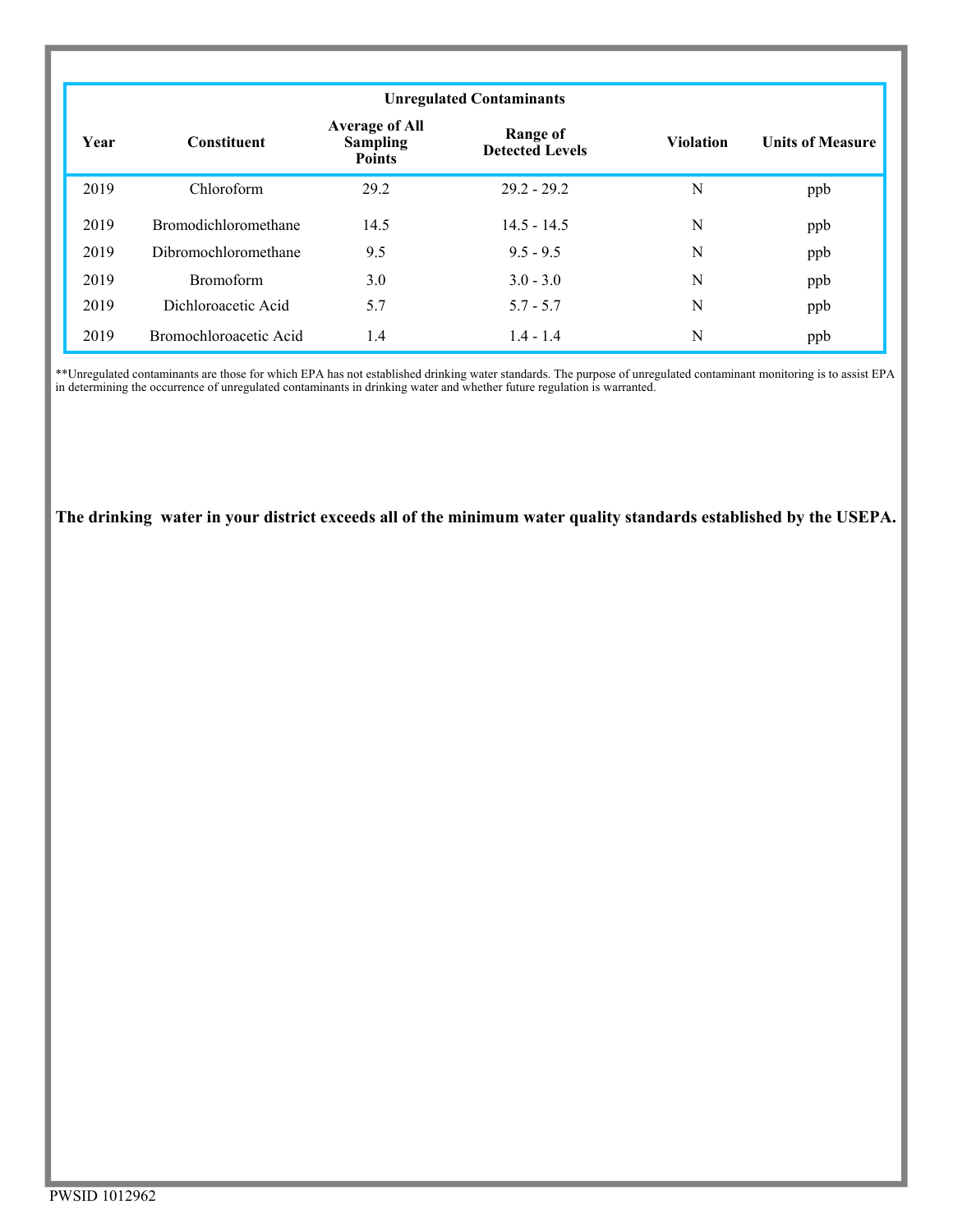| Unregulated Contaminants | | | | | |
|---|---|---|---|---|---|
| **Year** | **Constituent** | **Average of All Sampling Points** | **Range of Detected Levels** | **Violation** | **Units of Measure** |
| 2019 | Chloroform | 29.2 | 29.2 - 29.2 | N | ppb |
| 2019 | Bromodichloromethane | 14.5 | 14.5 - 14.5 | N | ppb |
| 2019 | Dibromochloromethane | 9.5 | 9.5 - 9.5 | N | ppb |
| 2019 | Bromoform | 3.0 | 3.0 - 3.0 | N | ppb |
| 2019 | Dichloroacetic Acid | 5.7 | 5.7 - 5.7 | N | ppb |
| 2019 | Bromochloroacetic Acid | 1.4 | 1.4 - 1.4 | N | ppb |

**Unregulated contaminants are those for which EPA has not established drinking water standards. The purpose of unregulated contaminant monitoring is to assist EPA in determining the occurrence of unregulated contaminants in drinking water and whether future regulation is warranted.

**The drinking water in your district exceeds all of the minimum water quality standards established by the USEPA.**

PWSID 1012962